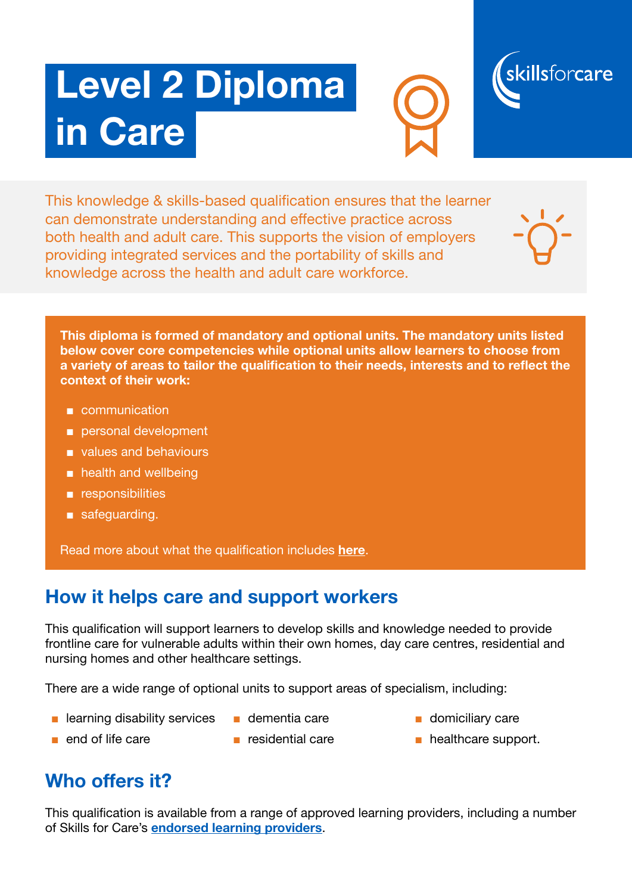# Level 2 Diploma in Care

skillsforcare

This knowledge & skills-based qualification ensures that the learner can demonstrate understanding and effective practice across both health and adult care. This supports the vision of employers providing integrated services and the portability of skills and knowledge across the health and adult care workforce.

**This diploma is formed of mandatory and optional units. The mandatory units listed below cover core competencies while optional units allow learners to choose from a variety of areas to tailor the qualification to their needs, interests and to reflect the context of their work:**

- communication
- personal development
- values and behaviours
- health and wellbeing
- responsibilities
- safeguarding.

Read more about what the qualification includes **here**.

## How it helps care and support workers

This qualification will support learners to develop skills and knowledge needed to provide frontline care for vulnerable adults within their own homes, day care centres, residential and nursing homes and other healthcare settings.

There are a wide range of optional units to support areas of specialism, including:

- learning disability services
- end of life care
- dementia care
- residential care
- domiciliary care
- healthcare support.

## Who offers it?

This qualification is available from a range of approved learning providers, including a number of Skills for Care's **endorsed learning providers**.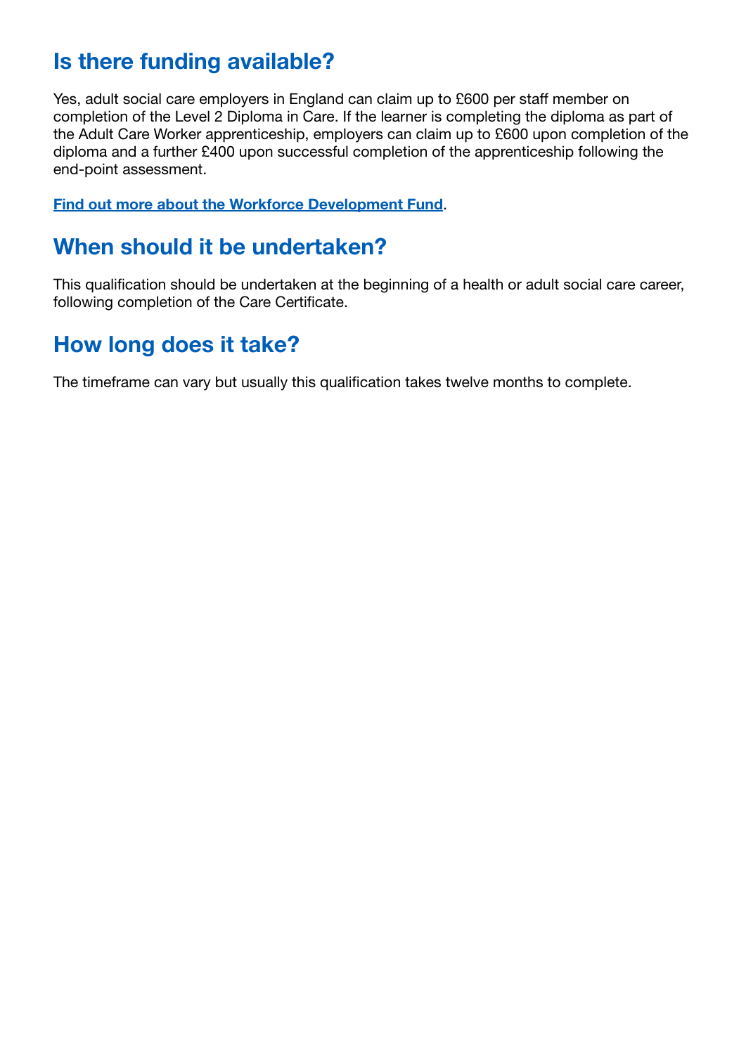## Is there funding available?

Yes, adult social care employers in England can claim up to £600 per staff member on completion of the Level 2 Diploma in Care. If the learner is completing the diploma as part of the Adult Care Worker apprenticeship, employers can claim up to £600 upon completion of the diploma and a further £400 upon successful completion of the apprenticeship following the end-point assessment.

**Find out more about the Workforce Development Fund**.

## When should it be undertaken?

This qualification should be undertaken at the beginning of a health or adult social care career, following completion of the Care Certificate.

## How long does it take?

The timeframe can vary but usually this qualification takes twelve months to complete.